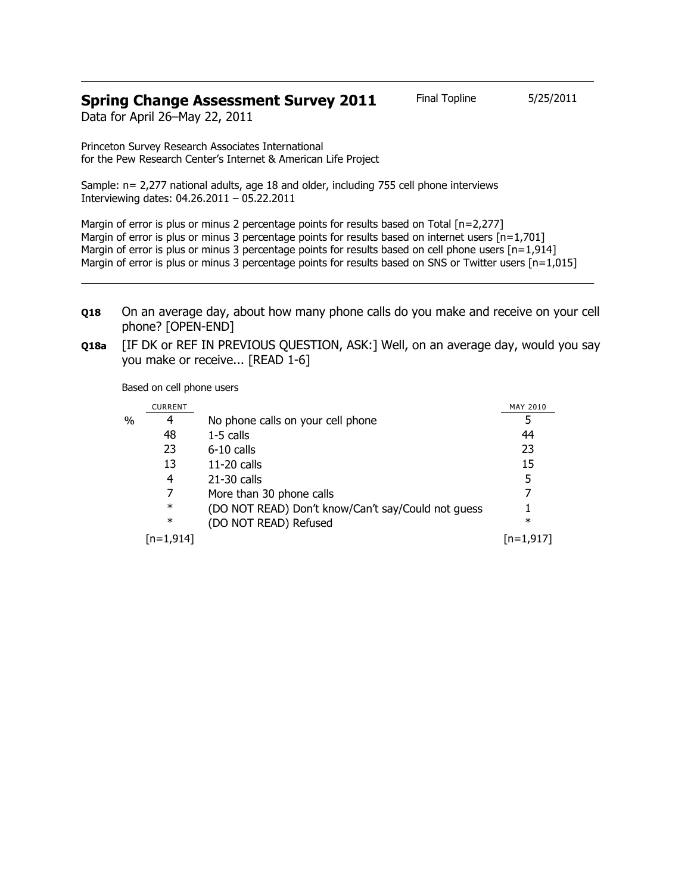## Spring Change Assessment Survey 2011

Final Topline 5/25/2011

Data for April 26–May 22, 2011

Princeton Survey Research Associates International
for the Pew Research Center's Internet & American Life Project

Sample: n= 2,277 national adults, age 18 and older, including 755 cell phone interviews
Interviewing dates: 04.26.2011 – 05.22.2011

Margin of error is plus or minus 2 percentage points for results based on Total [n=2,277]
Margin of error is plus or minus 3 percentage points for results based on internet users [n=1,701]
Margin of error is plus or minus 3 percentage points for results based on cell phone users [n=1,914]
Margin of error is plus or minus 3 percentage points for results based on SNS or Twitter users [n=1,015]

---

**Q18** On an average day, about how many phone calls do you make and receive on your cell phone? [OPEN-END]

**Q18a** [IF DK or REF IN PREVIOUS QUESTION, ASK:] Well, on an average day, would you say you make or receive... [READ 1-6]

Based on cell phone users

| | CURRENT | | MAY 2010 |
|---|---|---|---|
| % | 4 | No phone calls on your cell phone | 5 |
| | 48 | 1-5 calls | 44 |
| | 23 | 6-10 calls | 23 |
| | 13 | 11-20 calls | 15 |
| | 4 | 21-30 calls | 5 |
| | 7 | More than 30 phone calls | 7 |
| | * | (DO NOT READ) Don't know/Can't say/Could not guess | 1 |
| | * | (DO NOT READ) Refused | * |
| | [n=1,914] | | [n=1,917] |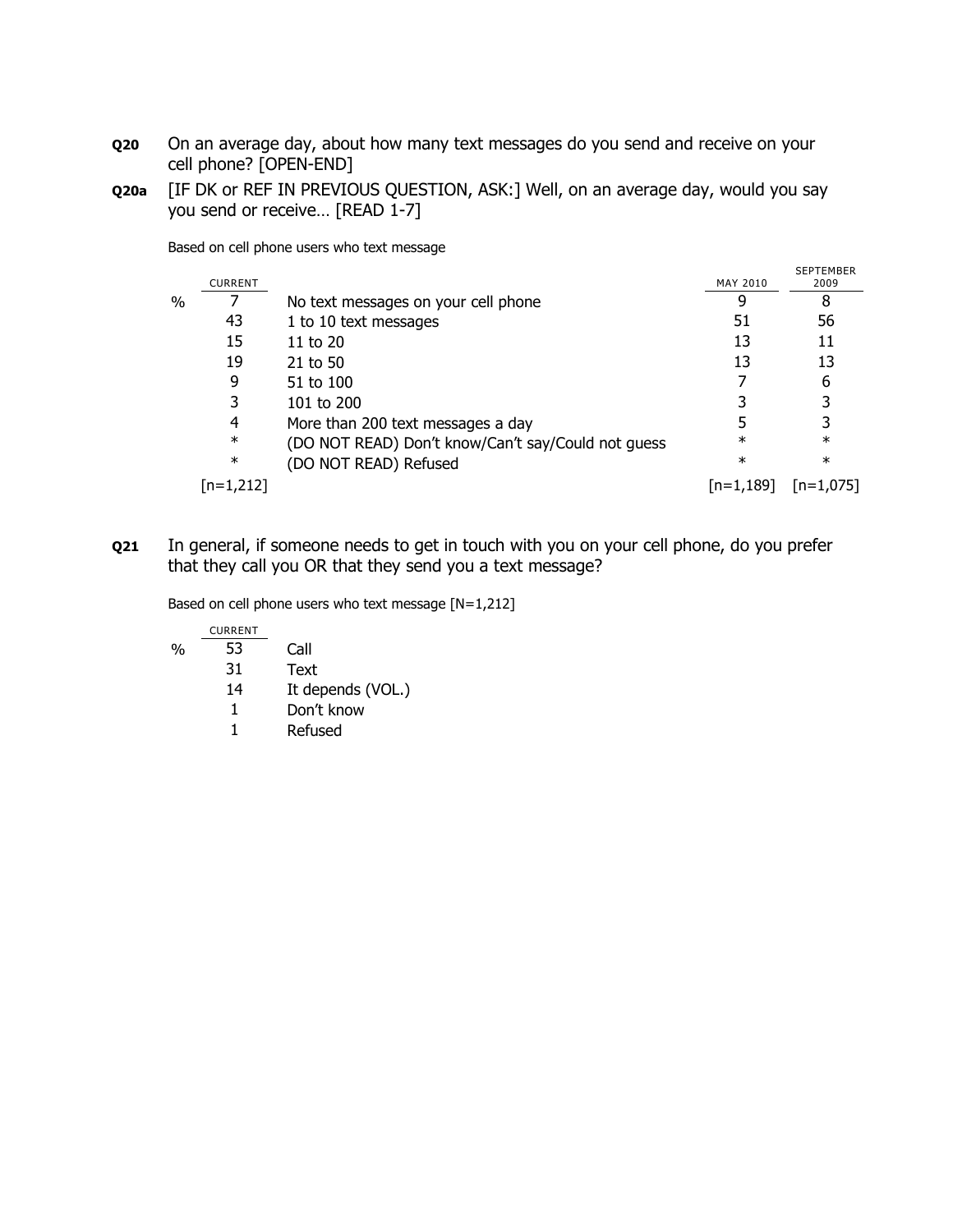**Q20** On an average day, about how many text messages do you send and receive on your cell phone? [OPEN-END]

**Q20a** [IF DK or REF IN PREVIOUS QUESTION, ASK:] Well, on an average day, would you say you send or receive… [READ 1-7]

Based on cell phone users who text message

| | CURRENT | | MAY 2010 | SEPTEMBER 2009 |
|---|---|---|---|---|
| % | 7 | No text messages on your cell phone | 9 | 8 |
| | 43 | 1 to 10 text messages | 51 | 56 |
| | 15 | 11 to 20 | 13 | 11 |
| | 19 | 21 to 50 | 13 | 13 |
| | 9 | 51 to 100 | 7 | 6 |
| | 3 | 101 to 200 | 3 | 3 |
| | 4 | More than 200 text messages a day | 5 | 3 |
| | * | (DO NOT READ) Don't know/Can't say/Could not guess | * | * |
| | * | (DO NOT READ) Refused | * | * |
| | [n=1,212] | | [n=1,189] | [n=1,075] |

**Q21** In general, if someone needs to get in touch with you on your cell phone, do you prefer that they call you OR that they send you a text message?

Based on cell phone users who text message [N=1,212]

| | CURRENT | |
|---|---|---|
| % | 53 | Call |
| | 31 | Text |
| | 14 | It depends (VOL.) |
| | 1 | Don't know |
| | 1 | Refused |